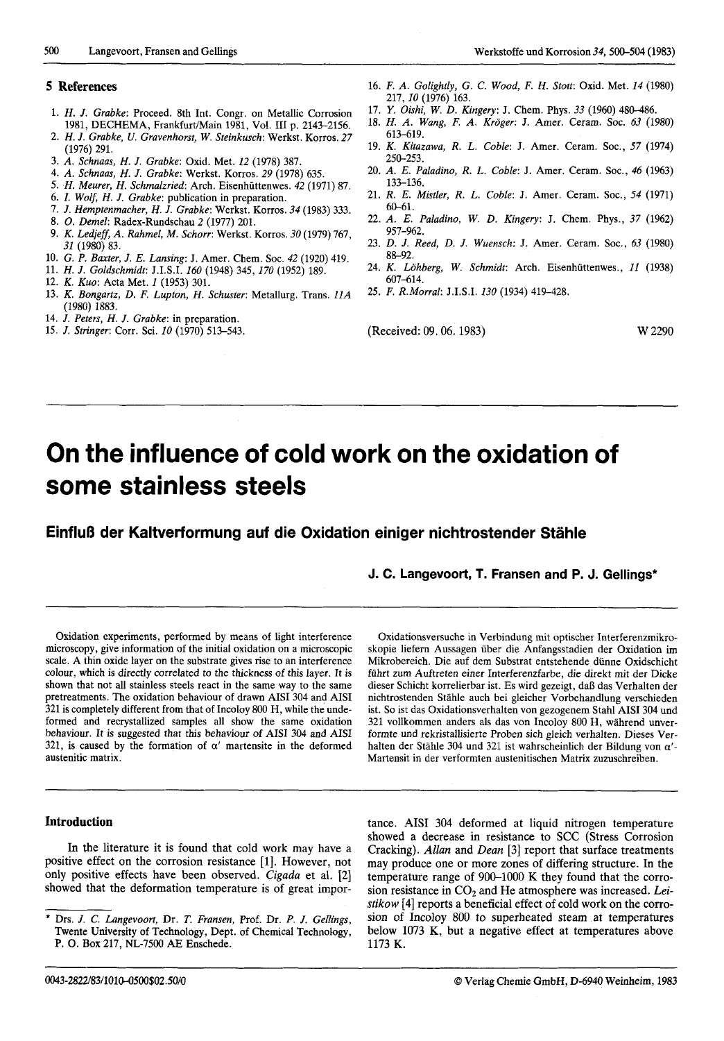## 5 References

1. *H. J. Grabke*: Proceed. 8th Int. Congr. on Metallic Corrosion 1981, DECHEMA, Frankfurt/Main 1981, Vol. III p. 2143–2156.
2. *H. J. Grabke, U. Gravenhorst, W. Steinkusch*: Werkst. Korros. *27* (1976) 291.
3. *A. Schnaas, H. J. Grabke*: Oxid. Met. *12* (1978) 387.
4. *A. Schnaas, H. J. Grabke*: Werkst. Korros. *29* (1978) 635.
5. *H. Meurer, H. Schmalzried*: Arch. Eisenhüttenwes. *42* (1971) 87.
6. *I. Wolf, H. J. Grabke*: publication in preparation.
7. *J. Hemptenmacher, H. J. Grabke*: Werkst. Korros. *34* (1983) 333.
8. *O. Demel*: Radex-Rundschau *2* (1977) 201.
9. *K. Ledjeff, A. Rahmel, M. Schorr*: Werkst. Korros. *30* (1979) 767, *31* (1980) 83.
10. *G. P. Baxter, J. E. Lansing*: J. Amer. Chem. Soc. *42* (1920) 419.
11. *H. J. Goldschmidt*: J.I.S.I. *160* (1948) 345, *170* (1952) 189.
12. *K. Kuo*: Acta Met. *1* (1953) 301.
13. *K. Bongartz, D. F. Lupton, H. Schuster*: Metallurg. Trans. *11A* (1980) 1883.
14. *J. Peters, H. J. Grabke*: in preparation.
15. *J. Stringer*: Corr. Sci. *10* (1970) 513–543.
16. *F. A. Golightly, G. C. Wood, F. H. Stott*: Oxid. Met. *14* (1980) 217, *10* (1976) 163.
17. *Y. Oishi, W. D. Kingery*: J. Chem. Phys. *33* (1960) 480–486.
18. *H. A. Wang, F. A. Kröger*: J. Amer. Ceram. Soc. *63* (1980) 613–619.
19. *K. Kitazawa, R. L. Coble*: J. Amer. Ceram. Soc., *57* (1974) 250–253.
20. *A. E. Paladino, R. L. Coble*: J. Amer. Ceram. Soc., *46* (1963) 133–136.
21. *R. E. Mistler, R. L. Coble*: J. Amer. Ceram. Soc., *54* (1971) 60–61.
22. *A. E. Paladino, W. D. Kingery*: J. Chem. Phys., *37* (1962) 957–962.
23. *D. J. Reed, D. J. Wuensch*: J. Amer. Ceram. Soc., *63* (1980) 88–92.
24. *K. Löhberg, W. Schmidt*: Arch. Eisenhüttenwes., *11* (1938) 607–614.
25. *F. R.Morral*: J.I.S.I. *130* (1934) 419–428.

(Received: 09. 06. 1983) W 2290

# On the influence of cold work on the oxidation of some stainless steels

## Einfluß der Kaltverformung auf die Oxidation einiger nichtrostender Stähle

**J. C. Langevoort, T. Fransen and P. J. Gellings***

Oxidation experiments, performed by means of light interference microscopy, give information of the initial oxidation on a microscopic scale. A thin oxide layer on the substrate gives rise to an interference colour, which is directly correlated to the thickness of this layer. It is shown that not all stainless steels react in the same way to the same pretreatments. The oxidation behaviour of drawn AISI 304 and AISI 321 is completely different from that of Incoloy 800 H, while the undeformed and recrystallized samples all show the same oxidation behaviour. It is suggested that this behaviour of AISI 304 and AISI 321, is caused by the formation of α' martensite in the deformed austenitic matrix.

Oxidationsversuche in Verbindung mit optischer Interferenzmikroskopie liefern Aussagen über die Anfangsstadien der Oxidation im Mikrobereich. Die auf dem Substrat entstehende dünne Oxidschicht führt zum Auftreten einer Interferenzfarbe, die direkt mit der Dicke dieser Schicht korrelierbar ist. Es wird gezeigt, daß das Verhalten der nichtrostenden Stähle auch bei gleicher Vorbehandlung verschieden ist. So ist das Oxidationsverhalten von gezogenem Stahl AISI 304 und 321 vollkommen anders als das von Incoloy 800 H, während unverformte und rekristallisierte Proben sich gleich verhalten. Dieses Verhalten der Stähle 304 und 321 ist wahrscheinlich der Bildung von α'-Martensit in der verformten austenitischen Matrix zuzuschreiben.

### Introduction

In the literature it is found that cold work may have a positive effect on the corrosion resistance [1]. However, not only positive effects have been observed. *Cigada* et al. [2] showed that the deformation temperature is of great importance. AISI 304 deformed at liquid nitrogen temperature showed a decrease in resistance to SCC (Stress Corrosion Cracking). *Allan* and *Dean* [3] report that surface treatments may produce one or more zones of differing structure. In the temperature range of 900–1000 K they found that the corrosion resistance in $CO_2$ and He atmosphere was increased. *Leistikow* [4] reports a beneficial effect of cold work on the corrosion of Incoloy 800 to superheated steam at temperatures below 1073 K, but a negative effect at temperatures above 1173 K.

* Drs. J. C. Langevoort, Dr. T. Fransen, Prof. Dr. P. J. Gellings, Twente University of Technology, Dept. of Chemical Technology, P. O. Box 217, NL-7500 AE Enschede.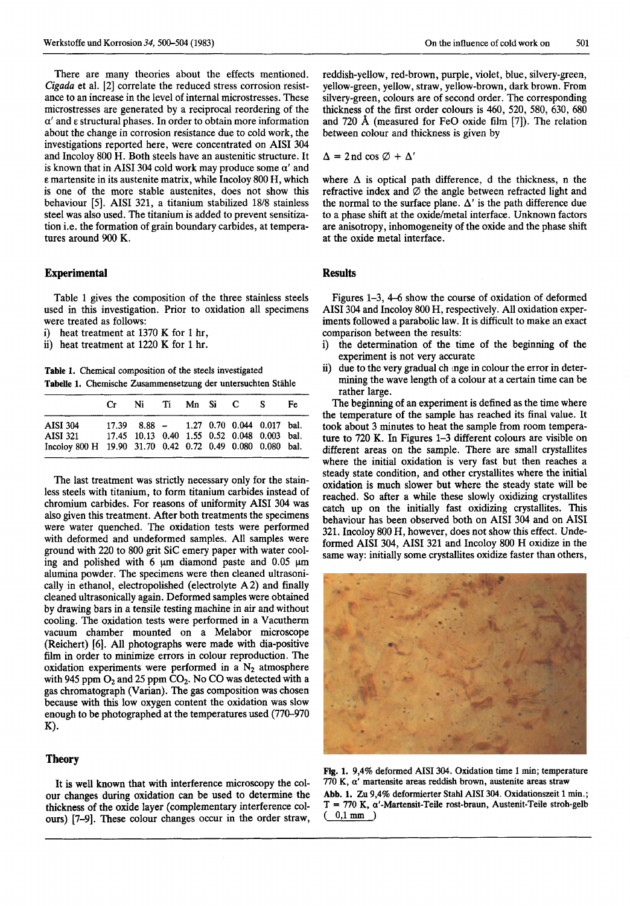There are many theories about the effects mentioned. *Cigada* et al. [2] correlate the reduced stress corrosion resistance to an increase in the level of internal microstresses. These microstresses are generated by a reciprocal reordering of the $\alpha'$ and $\varepsilon$ structural phases. In order to obtain more information about the change in corrosion resistance due to cold work, the investigations reported here, were concentrated on AISI 304 and Incoloy 800 H. Both steels have an austenitic structure. It is known that in AISI 304 cold work may produce some $\alpha'$ and $\varepsilon$ martensite in its austenite matrix, while Incoloy 800 H, which is one of the more stable austenites, does not show this behaviour [5]. AISI 321, a titanium stabilized 18/8 stainless steel was also used. The titanium is added to prevent sensitization i.e. the formation of grain boundary carbides, at temperatures around 900 K.

## Experimental

Table 1 gives the composition of the three stainless steels used in this investigation. Prior to oxidation all specimens were treated as follows:

i) heat treatment at 1370 K for 1 hr,
ii) heat treatment at 1220 K for 1 hr.

**Table 1.** Chemical composition of the steels investigated
**Tabelle 1.** Chemische Zusammensetzung der untersuchten Stähle

| | Cr | Ni | Ti | Mn | Si | C | S | Fe |
|---|---|---|---|---|---|---|---|---|
| AISI 304 | 17.39 | 8.88 | – | 1.27 | 0.70 | 0.044 | 0.017 | bal. |
| AISI 321 | 17.45 | 10.13 | 0.40 | 1.55 | 0.52 | 0.048 | 0.003 | bal. |
| Incoloy 800 H | 19.90 | 31.70 | 0.42 | 0.72 | 0.49 | 0.080 | 0.080 | bal. |

The last treatment was strictly necessary only for the stainless steels with titanium, to form titanium carbides instead of chromium carbides. For reasons of uniformity AISI 304 was also given this treatment. After both treatments the specimens were water quenched. The oxidation tests were performed with deformed and undeformed samples. All samples were ground with 220 to 800 grit SiC emery paper with water cooling and polished with 6 μm diamond paste and 0.05 μm alumina powder. The specimens were then cleaned ultrasonically in ethanol, electropolished (electrolyte A 2) and finally cleaned ultrasonically again. Deformed samples were obtained by drawing bars in a tensile testing machine in air and without cooling. The oxidation tests were performed in a Vacutherm vacuum chamber mounted on a Melabor microscope (Reichert) [6]. All photographs were made with dia-positive film in order to minimize errors in colour reproduction. The oxidation experiments were performed in a $N_2$ atmosphere with 945 ppm $O_2$ and 25 ppm $CO_2$. No CO was detected with a gas chromatograph (Varian). The gas composition was chosen because with this low oxygen content the oxidation was slow enough to be photographed at the temperatures used (770–970 K).

## Theory

It is well known that with interference microscopy the colour changes during oxidation can be used to determine the thickness of the oxide layer (complementary interference colours) [7–9]. These colour changes occur in the order straw, reddish-yellow, red-brown, purple, violet, blue, silvery-green, yellow-green, yellow, straw, yellow-brown, dark brown. From silvery-green, colours are of second order. The corresponding thickness of the first order colours is 460, 520, 580, 630, 680 and 720 Å (measured for FeO oxide film [7]). The relation between colour and thickness is given by

$$\Delta = 2nd\cos\varnothing + \Delta'$$

where $\Delta$ is optical path difference, d the thickness, n the refractive index and $\varnothing$ the angle between refracted light and the normal to the surface plane. $\Delta'$ is the path difference due to a phase shift at the oxide/metal interface. Unknown factors are anisotropy, inhomogeneity of the oxide and the phase shift at the oxide metal interface.

## Results

Figures 1–3, 4–6 show the course of oxidation of deformed AISI 304 and Incoloy 800 H, respectively. All oxidation experiments followed a parabolic law. It is difficult to make an exact comparison between the results:

i) the determination of the time of the beginning of the experiment is not very accurate
ii) due to the very gradual change in colour the error in determining the wave length of a colour at a certain time can be rather large.

The beginning of an experiment is defined as the time where the temperature of the sample has reached its final value. It took about 3 minutes to heat the sample from room temperature to 720 K. In Figures 1–3 different colours are visible on different areas on the sample. There are small crystallites where the initial oxidation is very fast but then reaches a steady state condition, and other crystallites where the initial oxidation is much slower but where the steady state will be reached. So after a while these slowly oxidizing crystallites catch up on the initially fast oxidizing crystallites. This behaviour has been observed both on AISI 304 and on AISI 321. Incoloy 800 H, however, does not show this effect. Undeformed AISI 304, AISI 321 and Incoloy 800 H oxidize in the same way: initially some crystallites oxidize faster than others,

**Fig. 1.** 9,4% deformed AISI 304. Oxidation time 1 min; temperature 770 K, $\alpha'$ martensite areas reddish brown, austenite areas straw

**Abb. 1.** Zu 9,4% deformierter Stahl AISI 304. Oxidationszeit 1 min.; T = 770 K, $\alpha'$-Martensit-Teile rost-braun, Austenit-Teile stroh-gelb (0,1 mm)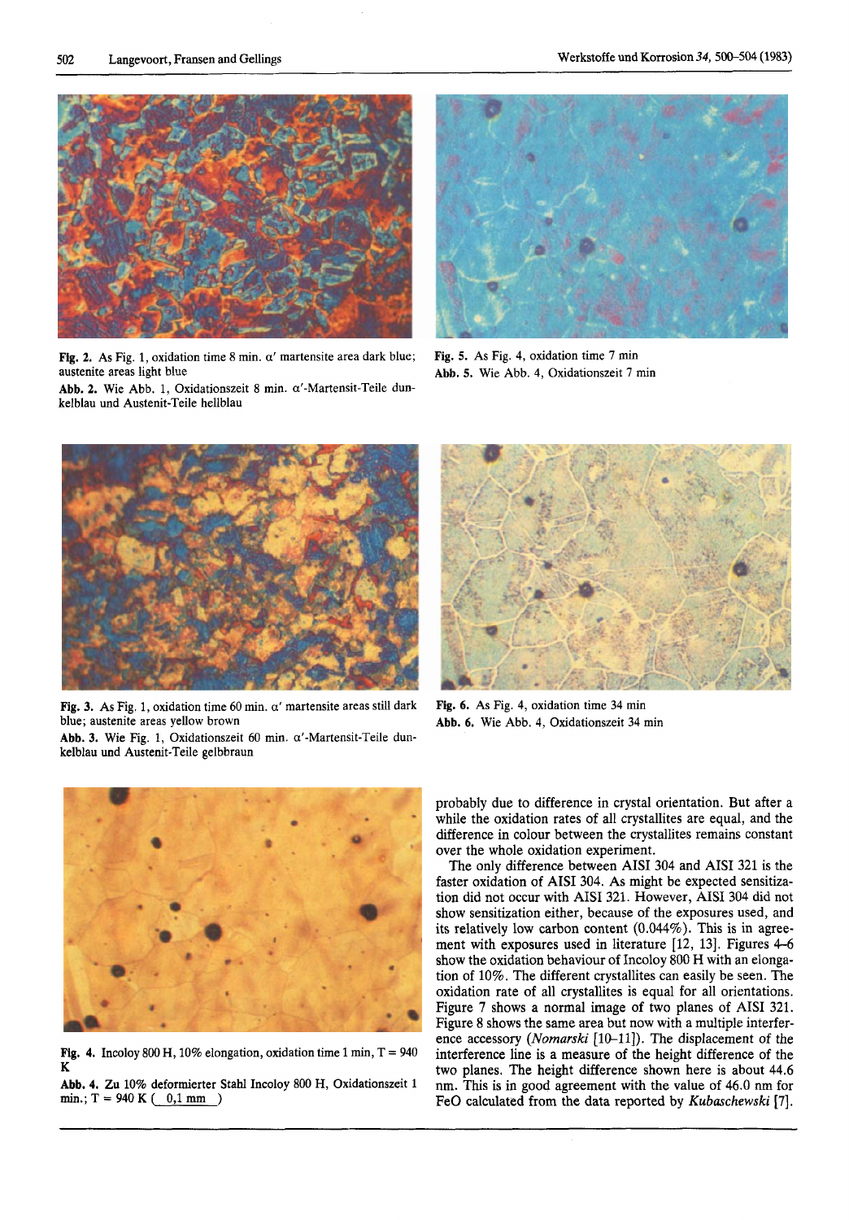Fig. 2. As Fig. 1, oxidation time 8 min. α′ martensite area dark blue; austenite areas light blue

Abb. 2. Wie Abb. 1, Oxidationszeit 8 min. α′-Martensit-Teile dunkelblau und Austenit-Teile hellblau

Fig. 5. As Fig. 4, oxidation time 7 min

Abb. 5. Wie Abb. 4, Oxidationszeit 7 min

Fig. 3. As Fig. 1, oxidation time 60 min. α′ martensite areas still dark blue; austenite areas yellow brown

Abb. 3. Wie Fig. 1, Oxidationszeit 60 min. α′-Martensit-Teile dunkelblau und Austenit-Teile gelbbraun

Fig. 6. As Fig. 4, oxidation time 34 min

Abb. 6. Wie Abb. 4, Oxidationszeit 34 min

Fig. 4. Incoloy 800 H, 10% elongation, oxidation time 1 min, T = 940 K

Abb. 4. Zu 10% deformierter Stahl Incoloy 800 H, Oxidationszeit 1 min.; T = 940 K ( 0,1 mm )

probably due to difference in crystal orientation. But after a while the oxidation rates of all crystallites are equal, and the difference in colour between the crystallites remains constant over the whole oxidation experiment.

The only difference between AISI 304 and AISI 321 is the faster oxidation of AISI 304. As might be expected sensitization did not occur with AISI 321. However, AISI 304 did not show sensitization either, because of the exposures used, and its relatively low carbon content (0.044%). This is in agreement with exposures used in literature [12, 13]. Figures 4–6 show the oxidation behaviour of Incoloy 800 H with an elongation of 10%. The different crystallites can easily be seen. The oxidation rate of all crystallites is equal for all orientations. Figure 7 shows a normal image of two planes of AISI 321. Figure 8 shows the same area but now with a multiple interference accessory (*Nomarski* [10–11]). The displacement of the interference line is a measure of the height difference of the two planes. The height difference shown here is about 44.6 nm. This is in good agreement with the value of 46.0 nm for FeO calculated from the data reported by *Kubaschewski* [7].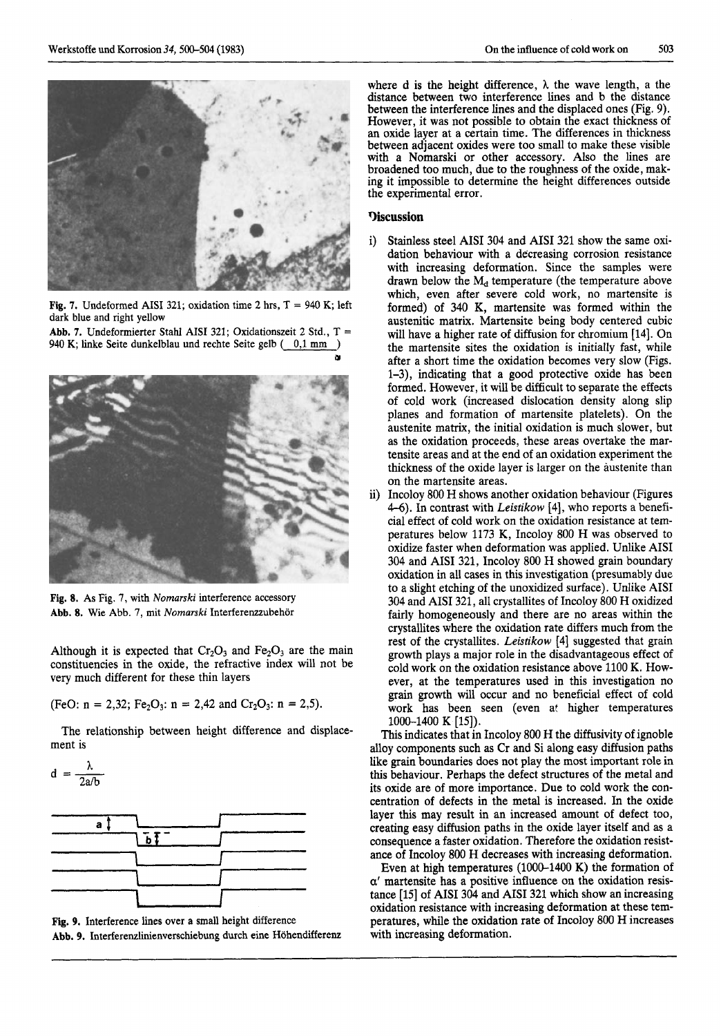Fig. 7. Undeformed AISI 321; oxidation time 2 hrs, T = 940 K; left dark blue and right yellow

Abb. 7. Undeformierter Stahl AISI 321; Oxidationszeit 2 Std., T = 940 K; linke Seite dunkelblau und rechte Seite gelb ( 0,1 mm )

Fig. 8. As Fig. 7, with *Nomarski* interference accessory

Abb. 8. Wie Abb. 7, mit *Nomarski* Interferenzzubehör

Although it is expected that $Cr_2O_3$ and $Fe_2O_3$ are the main constituencies in the oxide, the refractive index will not be very much different for these thin layers

(FeO: n = 2,32; $Fe_2O_3$: n = 2,42 and $Cr_2O_3$: n = 2,5).

The relationship between height difference and displacement is

$$d = \frac{\lambda}{2a/b}$$

Fig. 9. Interference lines over a small height difference

Abb. 9. Interferenzlinienverschiebung durch eine Höhendifferenz

where d is the height difference, $\lambda$ the wave length, a the distance between two interference lines and b the distance between the interference lines and the displaced ones (Fig. 9). However, it was not possible to obtain the exact thickness of an oxide layer at a certain time. The differences in thickness between adjacent oxides were too small to make these visible with a Nomarski or other accessory. Also the lines are broadened too much, due to the roughness of the oxide, making it impossible to determine the height differences outside the experimental error.

## Discussion

i) Stainless steel AISI 304 and AISI 321 show the same oxidation behaviour with a decreasing corrosion resistance with increasing deformation. Since the samples were drawn below the $M_d$ temperature (the temperature above which, even after severe cold work, no martensite is formed) of 340 K, martensite was formed within the austenitic matrix. Martensite being body centered cubic will have a higher rate of diffusion for chromium [14]. On the martensite sites the oxidation is initially fast, while after a short time the oxidation becomes very slow (Figs. 1–3), indicating that a good protective oxide has been formed. However, it will be difficult to separate the effects of cold work (increased dislocation density along slip planes and formation of martensite platelets). On the austenite matrix, the initial oxidation is much slower, but as the oxidation proceeds, these areas overtake the martensite areas and at the end of an oxidation experiment the thickness of the oxide layer is larger on the austenite than on the martensite areas.

ii) Incoloy 800 H shows another oxidation behaviour (Figures 4–6). In contrast with *Leistikow* [4], who reports a beneficial effect of cold work on the oxidation resistance at temperatures below 1173 K, Incoloy 800 H was observed to oxidize faster when deformation was applied. Unlike AISI 304 and AISI 321, Incoloy 800 H showed grain boundary oxidation in all cases in this investigation (presumably due to a slight etching of the unoxidized surface). Unlike AISI 304 and AISI 321, all crystallites of Incoloy 800 H oxidized fairly homogeneously and there are no areas within the crystallites where the oxidation rate differs much from the rest of the crystallites. *Leistikow* [4] suggested that grain growth plays a major role in the disadvantageous effect of cold work on the oxidation resistance above 1100 K. However, at the temperatures used in this investigation no grain growth will occur and no beneficial effect of cold work has been seen (even at higher temperatures 1000–1400 K [15]).

This indicates that in Incoloy 800 H the diffusivity of ignoble alloy components such as Cr and Si along easy diffusion paths like grain boundaries does not play the most important role in this behaviour. Perhaps the defect structures of the metal and its oxide are of more importance. Due to cold work the concentration of defects in the metal is increased. In the oxide layer this may result in an increased amount of defect too, creating easy diffusion paths in the oxide layer itself and as a consequence a faster oxidation. Therefore the oxidation resistance of Incoloy 800 H decreases with increasing deformation.

Even at high temperatures (1000–1400 K) the formation of $\alpha'$ martensite has a positive influence on the oxidation resistance [15] of AISI 304 and AISI 321 which show an increasing oxidation resistance with increasing deformation at these temperatures, while the oxidation rate of Incoloy 800 H increases with increasing deformation.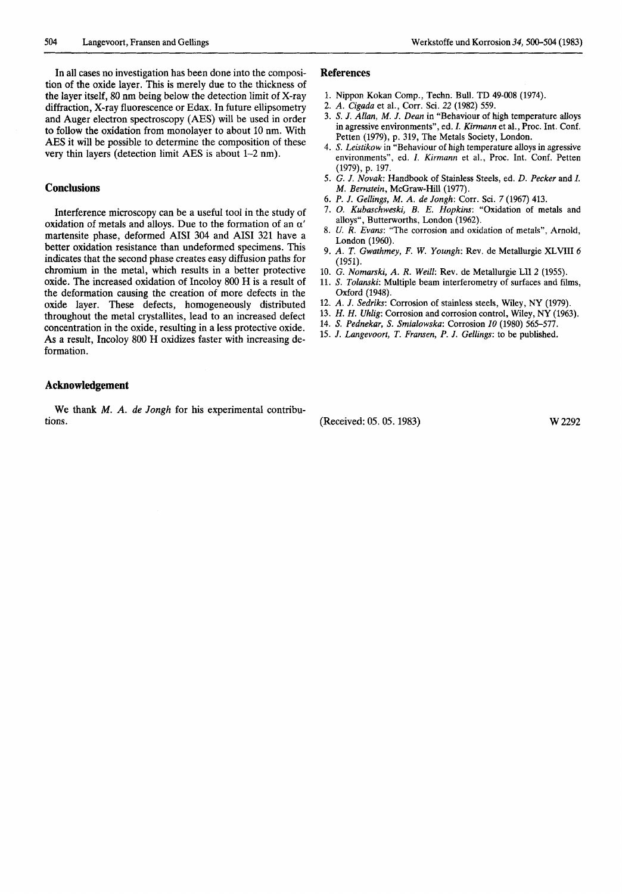In all cases no investigation has been done into the composition of the oxide layer. This is merely due to the thickness of the layer itself, 80 nm being below the detection limit of X-ray diffraction, X-ray fluorescence or Edax. In future ellipsometry and Auger electron spectroscopy (AES) will be used in order to follow the oxidation from monolayer to about 10 nm. With AES it will be possible to determine the composition of these very thin layers (detection limit AES is about 1–2 nm).

## Conclusions

Interference microscopy can be a useful tool in the study of oxidation of metals and alloys. Due to the formation of an $\alpha'$ martensite phase, deformed AISI 304 and AISI 321 have a better oxidation resistance than undeformed specimens. This indicates that the second phase creates easy diffusion paths for chromium in the metal, which results in a better protective oxide. The increased oxidation of Incoloy 800 H is a result of the deformation causing the creation of more defects in the oxide layer. These defects, homogeneously distributed throughout the metal crystallites, lead to an increased defect concentration in the oxide, resulting in a less protective oxide. As a result, Incoloy 800 H oxidizes faster with increasing deformation.

## Acknowledgement

We thank *M. A. de Jongh* for his experimental contributions.

## References

1. Nippon Kokan Comp., Techn. Bull. TD 49-008 (1974).
2. *A. Cigada* et al., Corr. Sci. *22* (1982) 559.
3. *S. J. Allan, M. J. Dean* in "Behaviour of high temperature alloys in agressive environments", ed. *I. Kirmann* et al., Proc. Int. Conf. Petten (1979), p. 319, The Metals Society, London.
4. *S. Leistikow* in "Behaviour of high temperature alloys in agressive environments", ed. *I. Kirmann* et al., Proc. Int. Conf. Petten (1979), p. 197.
5. *G. J. Novak*: Handbook of Stainless Steels, ed. *D. Pecker* and *I. M. Bernstein*, McGraw-Hill (1977).
6. *P. J. Gellings, M. A. de Jongh*: Corr. Sci. *7* (1967) 413.
7. *O. Kubaschweski, B. E. Hopkins*: "Oxidation of metals and alloys", Butterworths, London (1962).
8. *U. R. Evans*: "The corrosion and oxidation of metals", Arnold, London (1960).
9. *A. T. Gwathmey, F. W. Youngh*: Rev. de Metallurgie XLVIII *6* (1951).
10. *G. Nomarski, A. R. Weill*: Rev. de Metallurgie LII *2* (1955).
11. *S. Tolanski*: Multiple beam interferometry of surfaces and films, Oxford (1948).
12. *A. J. Sedriks*: Corrosion of stainless steels, Wiley, NY (1979).
13. *H. H. Uhlig*: Corrosion and corrosion control, Wiley, NY (1963).
14. *S. Pednekar, S. Smialowska*: Corrosion *10* (1980) 565–577.
15. *J. Langevoort, T. Fransen, P. J. Gellings*: to be published.

(Received: 05. 05. 1983) W 2292